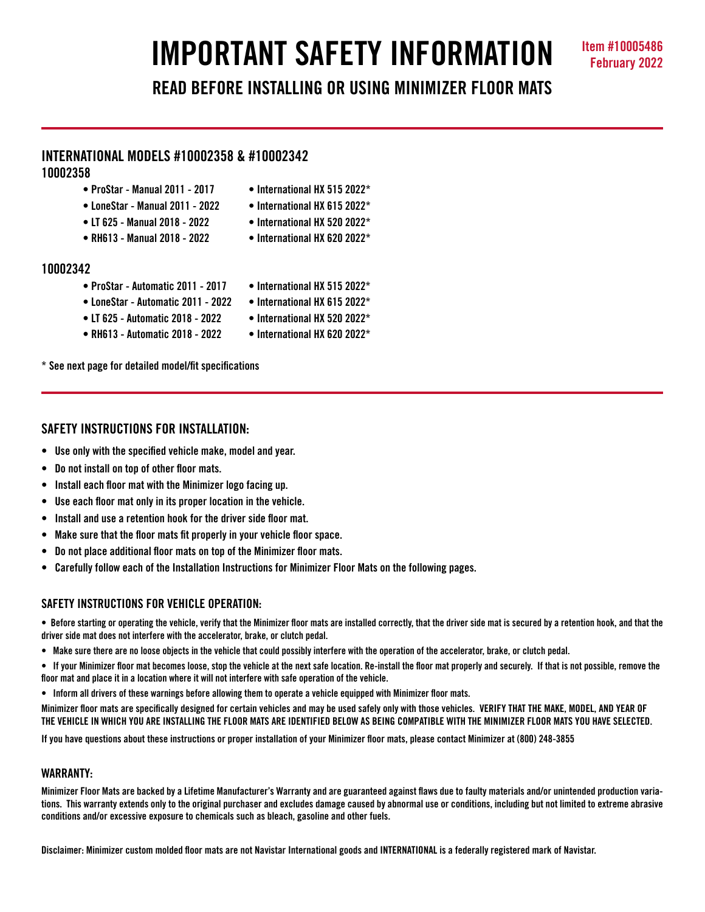# IMPORTANT SAFETY INFORMATION

Item #10005486
February 2022

## READ BEFORE INSTALLING OR USING MINIMIZER FLOOR MATS

### INTERNATIONAL MODELS #10002358 & #10002342

**10002358**

- ProStar - Manual 2011 - 2017
- LoneStar - Manual 2011 - 2022
- LT 625 - Manual 2018 - 2022
- RH613 - Manual 2018 - 2022
- International HX 515 2022*
- International HX 615 2022*
- International HX 520 2022*
- International HX 620 2022*

**10002342**

- ProStar - Automatic 2011 - 2017
- LoneStar - Automatic 2011 - 2022
- LT 625 - Automatic 2018 - 2022
- RH613 - Automatic 2018 - 2022
- International HX 515 2022*
- International HX 615 2022*
- International HX 520 2022*
- International HX 620 2022*

\* See next page for detailed model/fit specifications

### SAFETY INSTRUCTIONS FOR INSTALLATION:

- Use only with the specified vehicle make, model and year.
- Do not install on top of other floor mats.
- Install each floor mat with the Minimizer logo facing up.
- Use each floor mat only in its proper location in the vehicle.
- Install and use a retention hook for the driver side floor mat.
- Make sure that the floor mats fit properly in your vehicle floor space.
- Do not place additional floor mats on top of the Minimizer floor mats.
- Carefully follow each of the Installation Instructions for Minimizer Floor Mats on the following pages.

### SAFETY INSTRUCTIONS FOR VEHICLE OPERATION:

- Before starting or operating the vehicle, verify that the Minimizer floor mats are installed correctly, that the driver side mat is secured by a retention hook, and that the driver side mat does not interfere with the accelerator, brake, or clutch pedal.
- Make sure there are no loose objects in the vehicle that could possibly interfere with the operation of the accelerator, brake, or clutch pedal.
- If your Minimizer floor mat becomes loose, stop the vehicle at the next safe location. Re-install the floor mat properly and securely. If that is not possible, remove the floor mat and place it in a location where it will not interfere with safe operation of the vehicle.
- Inform all drivers of these warnings before allowing them to operate a vehicle equipped with Minimizer floor mats.

Minimizer floor mats are specifically designed for certain vehicles and may be used safely only with those vehicles. VERIFY THAT THE MAKE, MODEL, AND YEAR OF THE VEHICLE IN WHICH YOU ARE INSTALLING THE FLOOR MATS ARE IDENTIFIED BELOW AS BEING COMPATIBLE WITH THE MINIMIZER FLOOR MATS YOU HAVE SELECTED.

If you have questions about these instructions or proper installation of your Minimizer floor mats, please contact Minimizer at (800) 248-3855

### WARRANTY:

Minimizer Floor Mats are backed by a Lifetime Manufacturer's Warranty and are guaranteed against flaws due to faulty materials and/or unintended production variations. This warranty extends only to the original purchaser and excludes damage caused by abnormal use or conditions, including but not limited to extreme abrasive conditions and/or excessive exposure to chemicals such as bleach, gasoline and other fuels.

Disclaimer: Minimizer custom molded floor mats are not Navistar International goods and INTERNATIONAL is a federally registered mark of Navistar.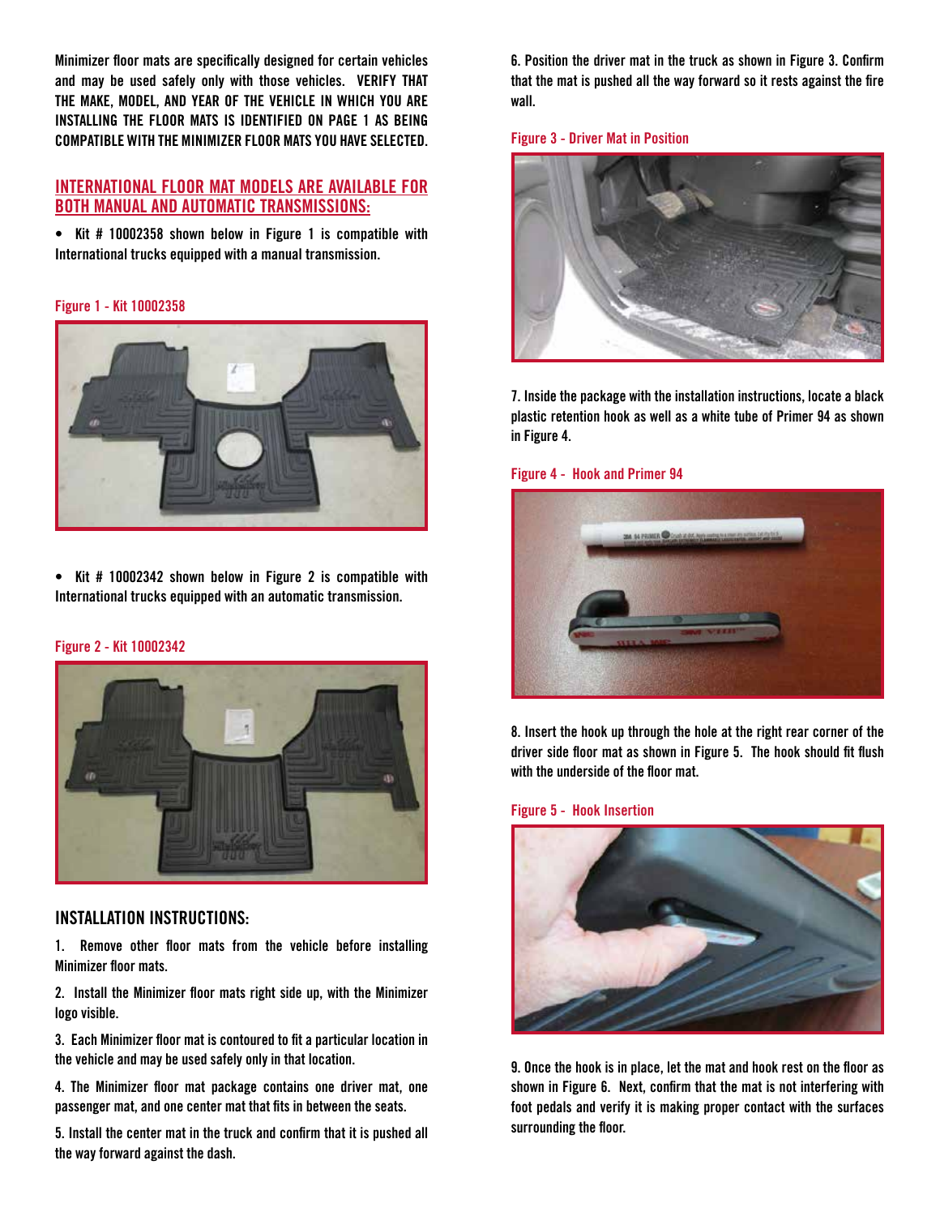Minimizer floor mats are specifically designed for certain vehicles and may be used safely only with those vehicles. **VERIFY THAT THE MAKE, MODEL, AND YEAR OF THE VEHICLE IN WHICH YOU ARE INSTALLING THE FLOOR MATS IS IDENTIFIED ON PAGE 1 AS BEING COMPATIBLE WITH THE MINIMIZER FLOOR MATS YOU HAVE SELECTED.**

## INTERNATIONAL FLOOR MAT MODELS ARE AVAILABLE FOR BOTH MANUAL AND AUTOMATIC TRANSMISSIONS:

- Kit # 10002358 shown below in Figure 1 is compatible with International trucks equipped with a manual transmission.

Figure 1 - Kit 10002358

- Kit # 10002342 shown below in Figure 2 is compatible with International trucks equipped with an automatic transmission.

Figure 2 - Kit 10002342

## INSTALLATION INSTRUCTIONS:

1. Remove other floor mats from the vehicle before installing Minimizer floor mats.

2. Install the Minimizer floor mats right side up, with the Minimizer logo visible.

3. Each Minimizer floor mat is contoured to fit a particular location in the vehicle and may be used safely only in that location.

4. The Minimizer floor mat package contains one driver mat, one passenger mat, and one center mat that fits in between the seats.

5. Install the center mat in the truck and confirm that it is pushed all the way forward against the dash.

6. Position the driver mat in the truck as shown in Figure 3. Confirm that the mat is pushed all the way forward so it rests against the fire wall.

Figure 3 - Driver Mat in Position

7. Inside the package with the installation instructions, locate a black plastic retention hook as well as a white tube of Primer 94 as shown in Figure 4.

Figure 4 - Hook and Primer 94

8. Insert the hook up through the hole at the right rear corner of the driver side floor mat as shown in Figure 5. The hook should fit flush with the underside of the floor mat.

Figure 5 - Hook Insertion

9. Once the hook is in place, let the mat and hook rest on the floor as shown in Figure 6. Next, confirm that the mat is not interfering with foot pedals and verify it is making proper contact with the surfaces surrounding the floor.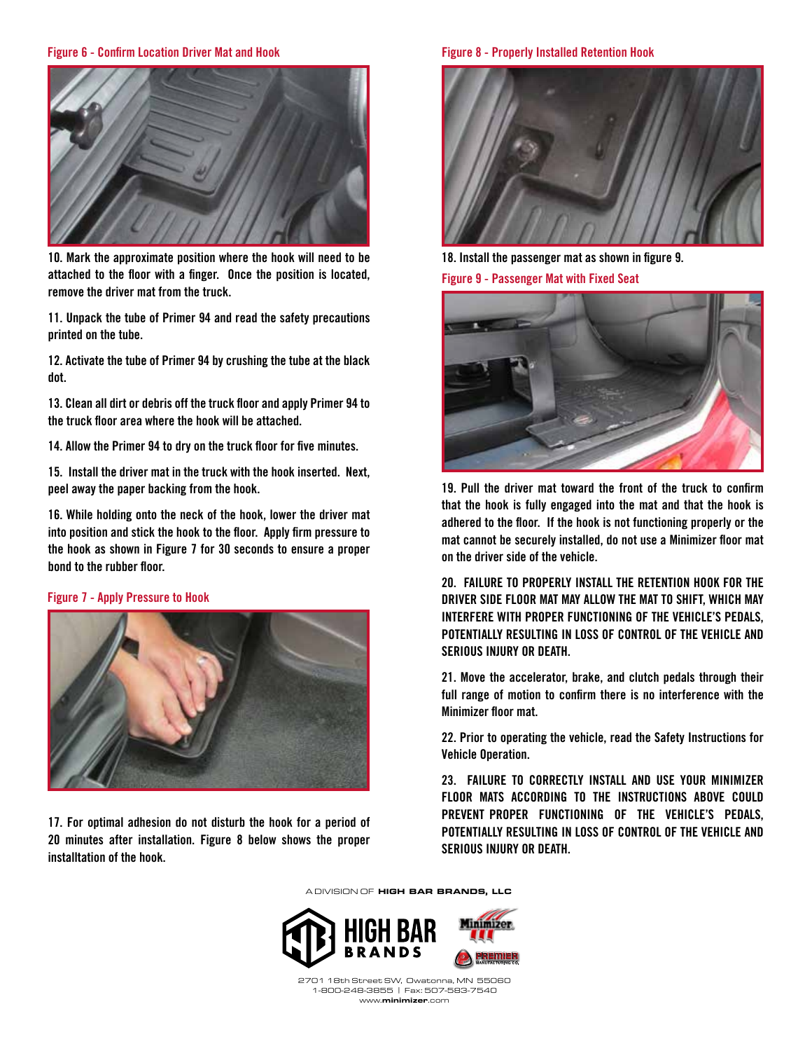Figure 6 - Confirm Location Driver Mat and Hook

10. Mark the approximate position where the hook will need to be attached to the floor with a finger. Once the position is located, remove the driver mat from the truck.

11. Unpack the tube of Primer 94 and read the safety precautions printed on the tube.

12. Activate the tube of Primer 94 by crushing the tube at the black dot.

13. Clean all dirt or debris off the truck floor and apply Primer 94 to the truck floor area where the hook will be attached.

14. Allow the Primer 94 to dry on the truck floor for five minutes.

15. Install the driver mat in the truck with the hook inserted. Next, peel away the paper backing from the hook.

16. While holding onto the neck of the hook, lower the driver mat into position and stick the hook to the floor. Apply firm pressure to the hook as shown in Figure 7 for 30 seconds to ensure a proper bond to the rubber floor.

Figure 7 - Apply Pressure to Hook

17. For optimal adhesion do not disturb the hook for a period of 20 minutes after installation. Figure 8 below shows the proper installtation of the hook.

Figure 8 - Properly Installed Retention Hook

18. Install the passenger mat as shown in figure 9.

Figure 9 - Passenger Mat with Fixed Seat

19. Pull the driver mat toward the front of the truck to confirm that the hook is fully engaged into the mat and that the hook is adhered to the floor. If the hook is not functioning properly or the mat cannot be securely installed, do not use a Minimizer floor mat on the driver side of the vehicle.

20. FAILURE TO PROPERLY INSTALL THE RETENTION HOOK FOR THE DRIVER SIDE FLOOR MAT MAY ALLOW THE MAT TO SHIFT, WHICH MAY INTERFERE WITH PROPER FUNCTIONING OF THE VEHICLE'S PEDALS, POTENTIALLY RESULTING IN LOSS OF CONTROL OF THE VEHICLE AND SERIOUS INJURY OR DEATH.

21. Move the accelerator, brake, and clutch pedals through their full range of motion to confirm there is no interference with the Minimizer floor mat.

22. Prior to operating the vehicle, read the Safety Instructions for Vehicle Operation.

23. FAILURE TO CORRECTLY INSTALL AND USE YOUR MINIMIZER FLOOR MATS ACCORDING TO THE INSTRUCTIONS ABOVE COULD PREVENT PROPER FUNCTIONING OF THE VEHICLE'S PEDALS, POTENTIALLY RESULTING IN LOSS OF CONTROL OF THE VEHICLE AND SERIOUS INJURY OR DEATH.

A DIVISION OF **HIGH BAR BRANDS, LLC**

2701 18th Street SW, Owatonna, MN 55060
1-800-248-3855 | Fax: 507-583-7540
www.**minimizer**.com